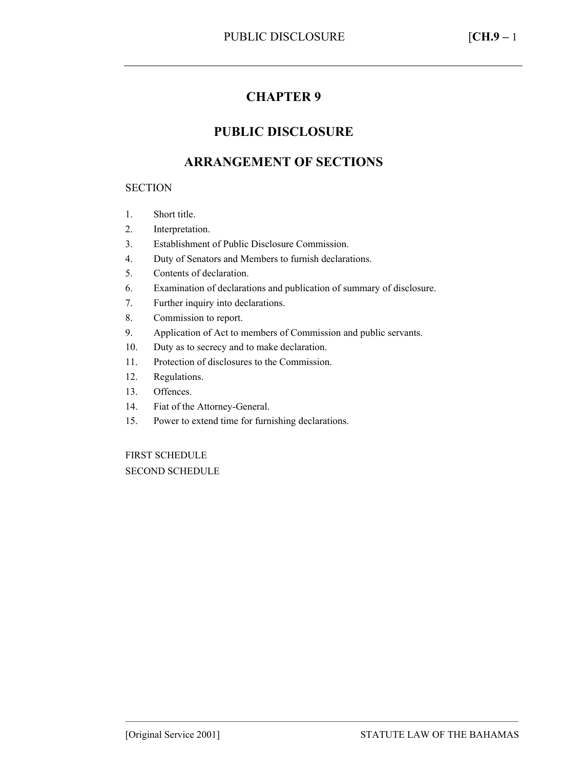# CHAPTER 9

# PUBLIC DISCLOSURE

## ARRANGEMENT OF SECTIONS

SECTION

1. Short title.
2. Interpretation.
3. Establishment of Public Disclosure Commission.
4. Duty of Senators and Members to furnish declarations.
5. Contents of declaration.
6. Examination of declarations and publication of summary of disclosure.
7. Further inquiry into declarations.
8. Commission to report.
9. Application of Act to members of Commission and public servants.
10. Duty as to secrecy and to make declaration.
11. Protection of disclosures to the Commission.
12. Regulations.
13. Offences.
14. Fiat of the Attorney-General.
15. Power to extend time for furnishing declarations.

FIRST SCHEDULE

SECOND SCHEDULE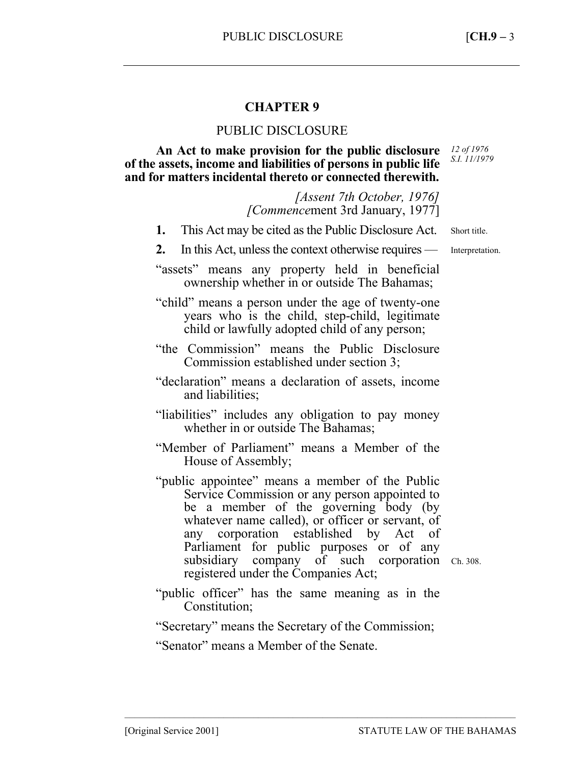# CHAPTER 9

## PUBLIC DISCLOSURE

**An Act to make provision for the public disclosure of the assets, income and liabilities of persons in public life and for matters incidental thereto or connected therewith.**

*12 of 1976*
*S.I. 11/1979*

*[Assent 7th October, 1976]*
*[Commence*ment 3rd January, 1977]

Short title.

**1.** This Act may be cited as the Public Disclosure Act.

Interpretation.

**2.** In this Act, unless the context otherwise requires —

"assets" means any property held in beneficial ownership whether in or outside The Bahamas;

"child" means a person under the age of twenty-one years who is the child, step-child, legitimate child or lawfully adopted child of any person;

"the Commission" means the Public Disclosure Commission established under section 3;

"declaration" means a declaration of assets, income and liabilities;

"liabilities" includes any obligation to pay money whether in or outside The Bahamas;

"Member of Parliament" means a Member of the House of Assembly;

"public appointee" means a member of the Public Service Commission or any person appointed to be a member of the governing body (by whatever name called), or officer or servant, of any corporation established by Act of Parliament for public purposes or of any subsidiary company of such corporation registered under the Companies Act;

Ch. 308.

"public officer" has the same meaning as in the Constitution;

"Secretary" means the Secretary of the Commission;

"Senator" means a Member of the Senate.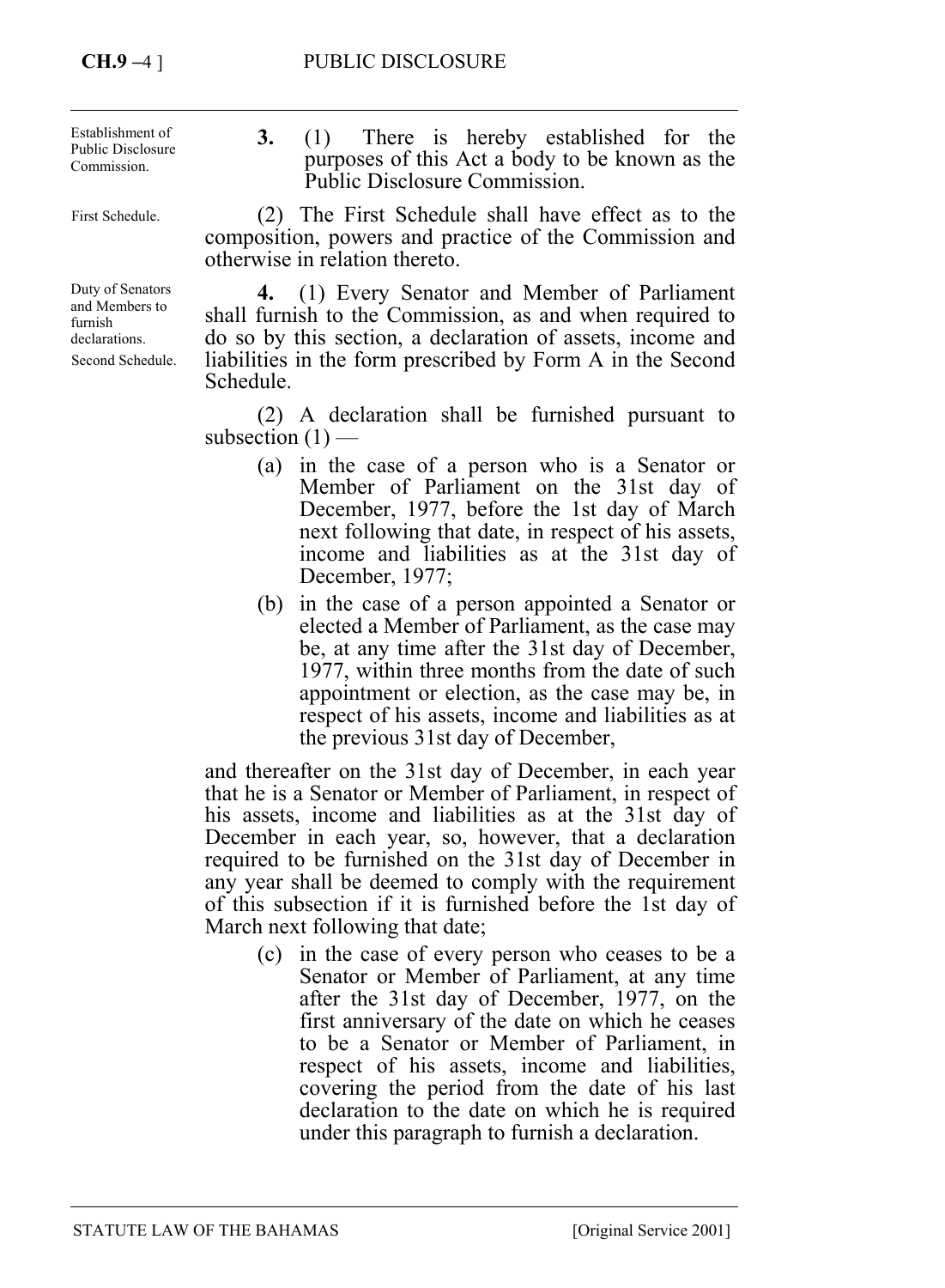Establishment of Public Disclosure Commission.

**3.** (1) There is hereby established for the purposes of this Act a body to be known as the Public Disclosure Commission.

First Schedule.

(2) The First Schedule shall have effect as to the composition, powers and practice of the Commission and otherwise in relation thereto.

Duty of Senators and Members to furnish declarations.

Second Schedule.

**4.** (1) Every Senator and Member of Parliament shall furnish to the Commission, as and when required to do so by this section, a declaration of assets, income and liabilities in the form prescribed by Form A in the Second Schedule.

(2) A declaration shall be furnished pursuant to subsection (1) —

- (a) in the case of a person who is a Senator or Member of Parliament on the 31st day of December, 1977, before the 1st day of March next following that date, in respect of his assets, income and liabilities as at the 31st day of December, 1977;
- (b) in the case of a person appointed a Senator or elected a Member of Parliament, as the case may be, at any time after the 31st day of December, 1977, within three months from the date of such appointment or election, as the case may be, in respect of his assets, income and liabilities as at the previous 31st day of December,

and thereafter on the 31st day of December, in each year that he is a Senator or Member of Parliament, in respect of his assets, income and liabilities as at the 31st day of December in each year, so, however, that a declaration required to be furnished on the 31st day of December in any year shall be deemed to comply with the requirement of this subsection if it is furnished before the 1st day of March next following that date;

- (c) in the case of every person who ceases to be a Senator or Member of Parliament, at any time after the 31st day of December, 1977, on the first anniversary of the date on which he ceases to be a Senator or Member of Parliament, in respect of his assets, income and liabilities, covering the period from the date of his last declaration to the date on which he is required under this paragraph to furnish a declaration.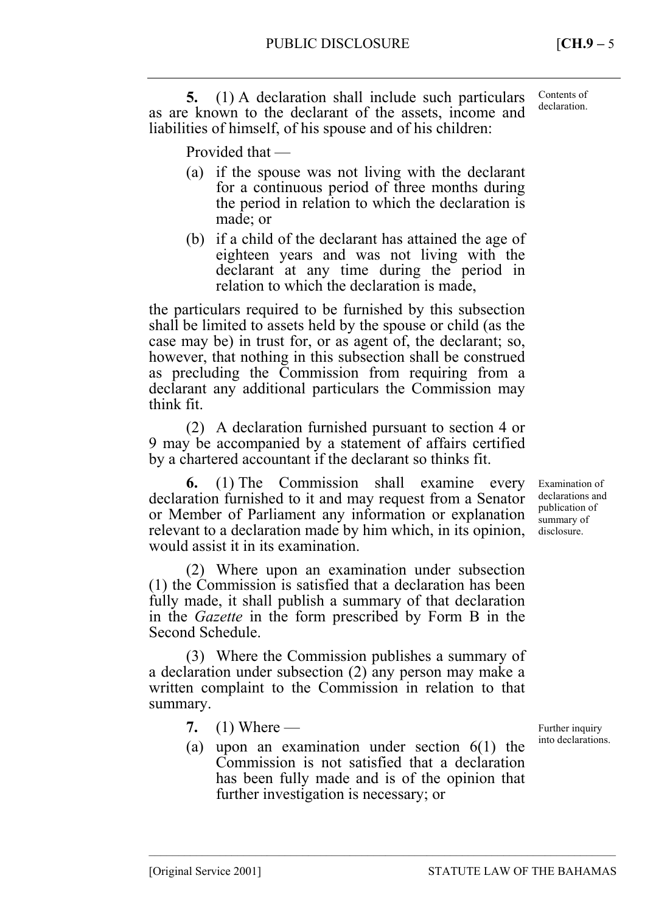**5.** (1) A declaration shall include such particulars as are known to the declarant of the assets, income and liabilities of himself, of his spouse and of his children: *Contents of declaration.*

Provided that —

(a) if the spouse was not living with the declarant for a continuous period of three months during the period in relation to which the declaration is made; or

(b) if a child of the declarant has attained the age of eighteen years and was not living with the declarant at any time during the period in relation to which the declaration is made,

the particulars required to be furnished by this subsection shall be limited to assets held by the spouse or child (as the case may be) in trust for, or as agent of, the declarant; so, however, that nothing in this subsection shall be construed as precluding the Commission from requiring from a declarant any additional particulars the Commission may think fit.

(2) A declaration furnished pursuant to section 4 or 9 may be accompanied by a statement of affairs certified by a chartered accountant if the declarant so thinks fit.

**6.** (1) The Commission shall examine every declaration furnished to it and may request from a Senator or Member of Parliament any information or explanation relevant to a declaration made by him which, in its opinion, would assist it in its examination. *Examination of declarations and publication of summary of disclosure.*

(2) Where upon an examination under subsection (1) the Commission is satisfied that a declaration has been fully made, it shall publish a summary of that declaration in the *Gazette* in the form prescribed by Form B in the Second Schedule.

(3) Where the Commission publishes a summary of a declaration under subsection (2) any person may make a written complaint to the Commission in relation to that summary.

**7.** (1) Where — *Further inquiry into declarations.*

(a) upon an examination under section 6(1) the Commission is not satisfied that a declaration has been fully made and is of the opinion that further investigation is necessary; or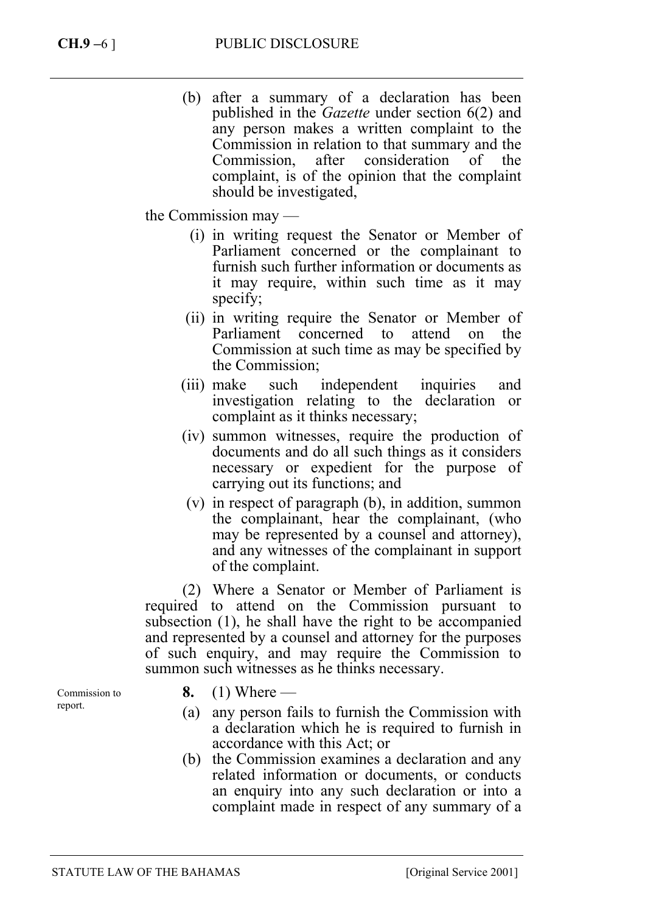(b) after a summary of a declaration has been published in the *Gazette* under section 6(2) and any person makes a written complaint to the Commission in relation to that summary and the Commission, after consideration of the complaint, is of the opinion that the complaint should be investigated,

the Commission may —

(i) in writing request the Senator or Member of Parliament concerned or the complainant to furnish such further information or documents as it may require, within such time as it may specify;

(ii) in writing require the Senator or Member of Parliament concerned to attend on the Commission at such time as may be specified by the Commission;

(iii) make such independent inquiries and investigation relating to the declaration or complaint as it thinks necessary;

(iv) summon witnesses, require the production of documents and do all such things as it considers necessary or expedient for the purpose of carrying out its functions; and

(v) in respect of paragraph (b), in addition, summon the complainant, hear the complainant, (who may be represented by a counsel and attorney), and any witnesses of the complainant in support of the complaint.

(2) Where a Senator or Member of Parliament is required to attend on the Commission pursuant to subsection (1), he shall have the right to be accompanied and represented by a counsel and attorney for the purposes of such enquiry, and may require the Commission to summon such witnesses as he thinks necessary.

Commission to report.

**8.** (1) Where —

(a) any person fails to furnish the Commission with a declaration which he is required to furnish in accordance with this Act; or

(b) the Commission examines a declaration and any related information or documents, or conducts an enquiry into any such declaration or into a complaint made in respect of any summary of a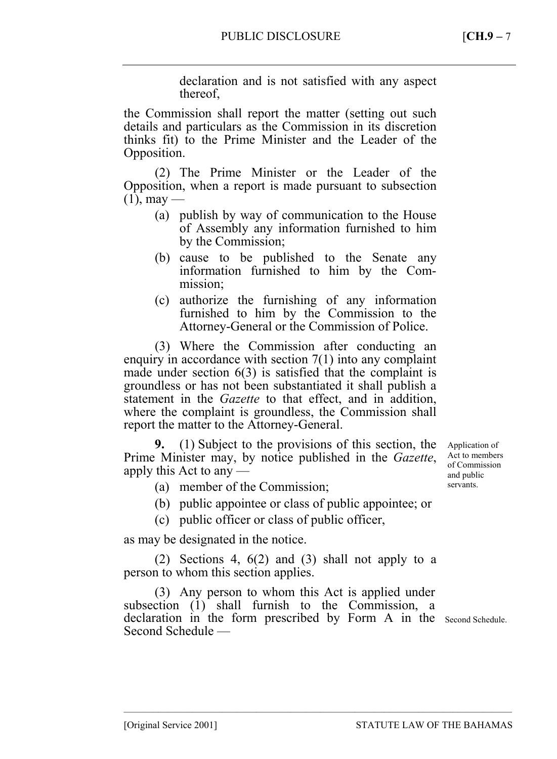declaration and is not satisfied with any aspect thereof,

the Commission shall report the matter (setting out such details and particulars as the Commission in its discretion thinks fit) to the Prime Minister and the Leader of the Opposition.

(2) The Prime Minister or the Leader of the Opposition, when a report is made pursuant to subsection (1), may —

(a) publish by way of communication to the House of Assembly any information furnished to him by the Commission;

(b) cause to be published to the Senate any information furnished to him by the Commission;

(c) authorize the furnishing of any information furnished to him by the Commission to the Attorney-General or the Commission of Police.

(3) Where the Commission after conducting an enquiry in accordance with section 7(1) into any complaint made under section 6(3) is satisfied that the complaint is groundless or has not been substantiated it shall publish a statement in the *Gazette* to that effect, and in addition, where the complaint is groundless, the Commission shall report the matter to the Attorney-General.

Application of Act to members of Commission and public servants.

**9.** (1) Subject to the provisions of this section, the Prime Minister may, by notice published in the *Gazette*, apply this Act to any —

(a) member of the Commission;

(b) public appointee or class of public appointee; or

(c) public officer or class of public officer,

as may be designated in the notice.

(2) Sections 4, 6(2) and (3) shall not apply to a person to whom this section applies.

(3) Any person to whom this Act is applied under subsection (1) shall furnish to the Commission, a declaration in the form prescribed by Form A in the Second Schedule —

Second Schedule.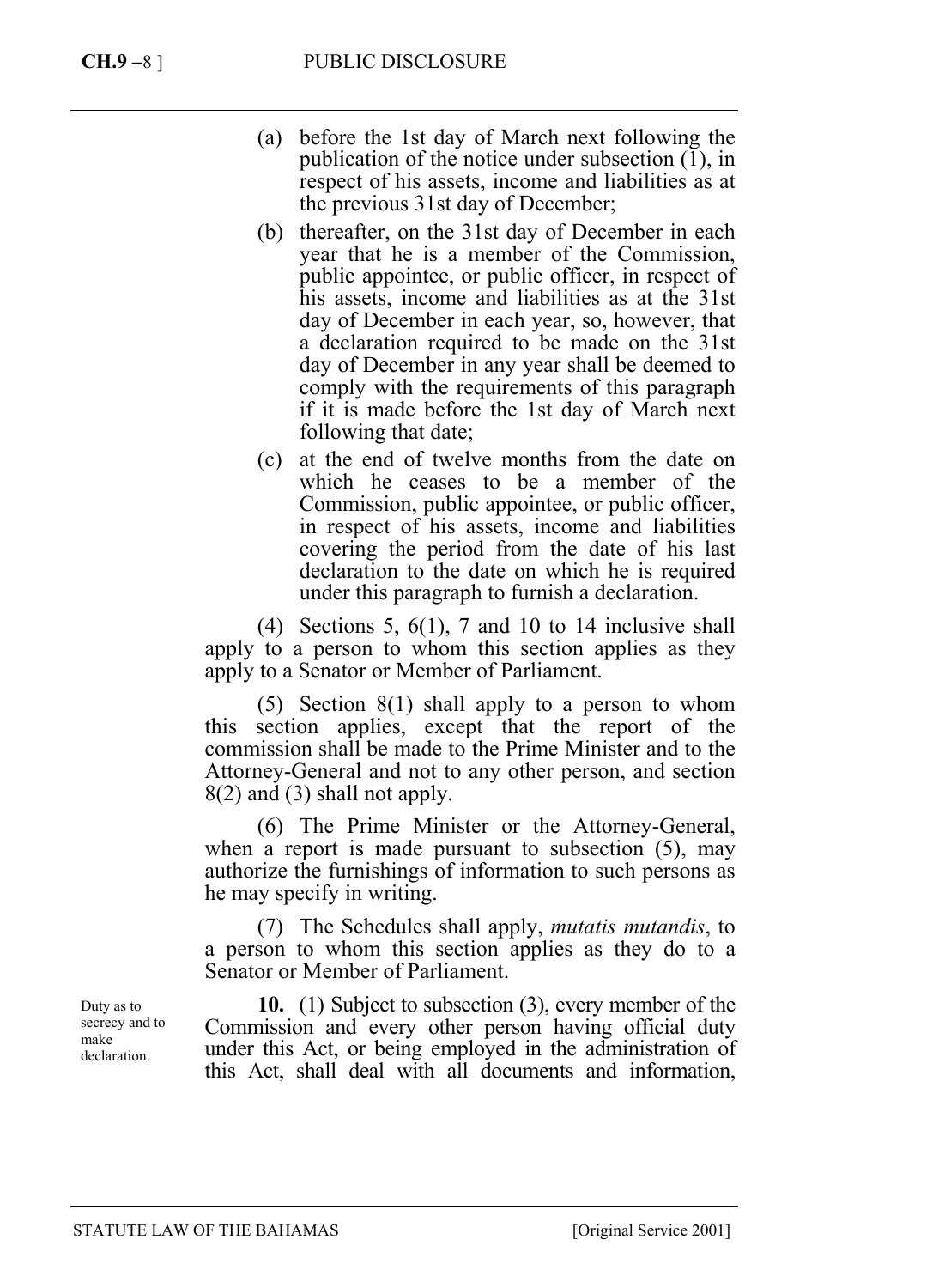(a) before the 1st day of March next following the publication of the notice under subsection (1), in respect of his assets, income and liabilities as at the previous 31st day of December;

(b) thereafter, on the 31st day of December in each year that he is a member of the Commission, public appointee, or public officer, in respect of his assets, income and liabilities as at the 31st day of December in each year, so, however, that a declaration required to be made on the 31st day of December in any year shall be deemed to comply with the requirements of this paragraph if it is made before the 1st day of March next following that date;

(c) at the end of twelve months from the date on which he ceases to be a member of the Commission, public appointee, or public officer, in respect of his assets, income and liabilities covering the period from the date of his last declaration to the date on which he is required under this paragraph to furnish a declaration.

(4) Sections 5, 6(1), 7 and 10 to 14 inclusive shall apply to a person to whom this section applies as they apply to a Senator or Member of Parliament.

(5) Section 8(1) shall apply to a person to whom this section applies, except that the report of the commission shall be made to the Prime Minister and to the Attorney-General and not to any other person, and section 8(2) and (3) shall not apply.

(6) The Prime Minister or the Attorney-General, when a report is made pursuant to subsection (5), may authorize the furnishings of information to such persons as he may specify in writing.

(7) The Schedules shall apply, *mutatis mutandis*, to a person to whom this section applies as they do to a Senator or Member of Parliament.

Duty as to secrecy and to make declaration.

**10.** (1) Subject to subsection (3), every member of the Commission and every other person having official duty under this Act, or being employed in the administration of this Act, shall deal with all documents and information,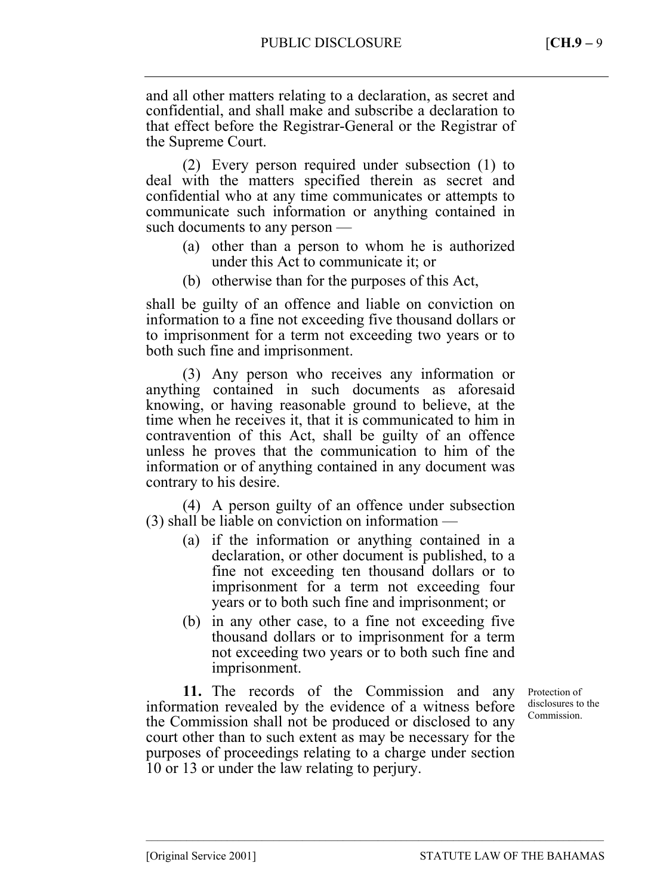and all other matters relating to a declaration, as secret and confidential, and shall make and subscribe a declaration to that effect before the Registrar-General or the Registrar of the Supreme Court.

(2) Every person required under subsection (1) to deal with the matters specified therein as secret and confidential who at any time communicates or attempts to communicate such information or anything contained in such documents to any person —

- (a) other than a person to whom he is authorized under this Act to communicate it; or
- (b) otherwise than for the purposes of this Act,

shall be guilty of an offence and liable on conviction on information to a fine not exceeding five thousand dollars or to imprisonment for a term not exceeding two years or to both such fine and imprisonment.

(3) Any person who receives any information or anything contained in such documents as aforesaid knowing, or having reasonable ground to believe, at the time when he receives it, that it is communicated to him in contravention of this Act, shall be guilty of an offence unless he proves that the communication to him of the information or of anything contained in any document was contrary to his desire.

(4) A person guilty of an offence under subsection (3) shall be liable on conviction on information —

- (a) if the information or anything contained in a declaration, or other document is published, to a fine not exceeding ten thousand dollars or to imprisonment for a term not exceeding four years or to both such fine and imprisonment; or
- (b) in any other case, to a fine not exceeding five thousand dollars or to imprisonment for a term not exceeding two years or to both such fine and imprisonment.

*Protection of disclosures to the Commission.*

**11.** The records of the Commission and any information revealed by the evidence of a witness before the Commission shall not be produced or disclosed to any court other than to such extent as may be necessary for the purposes of proceedings relating to a charge under section 10 or 13 or under the law relating to perjury.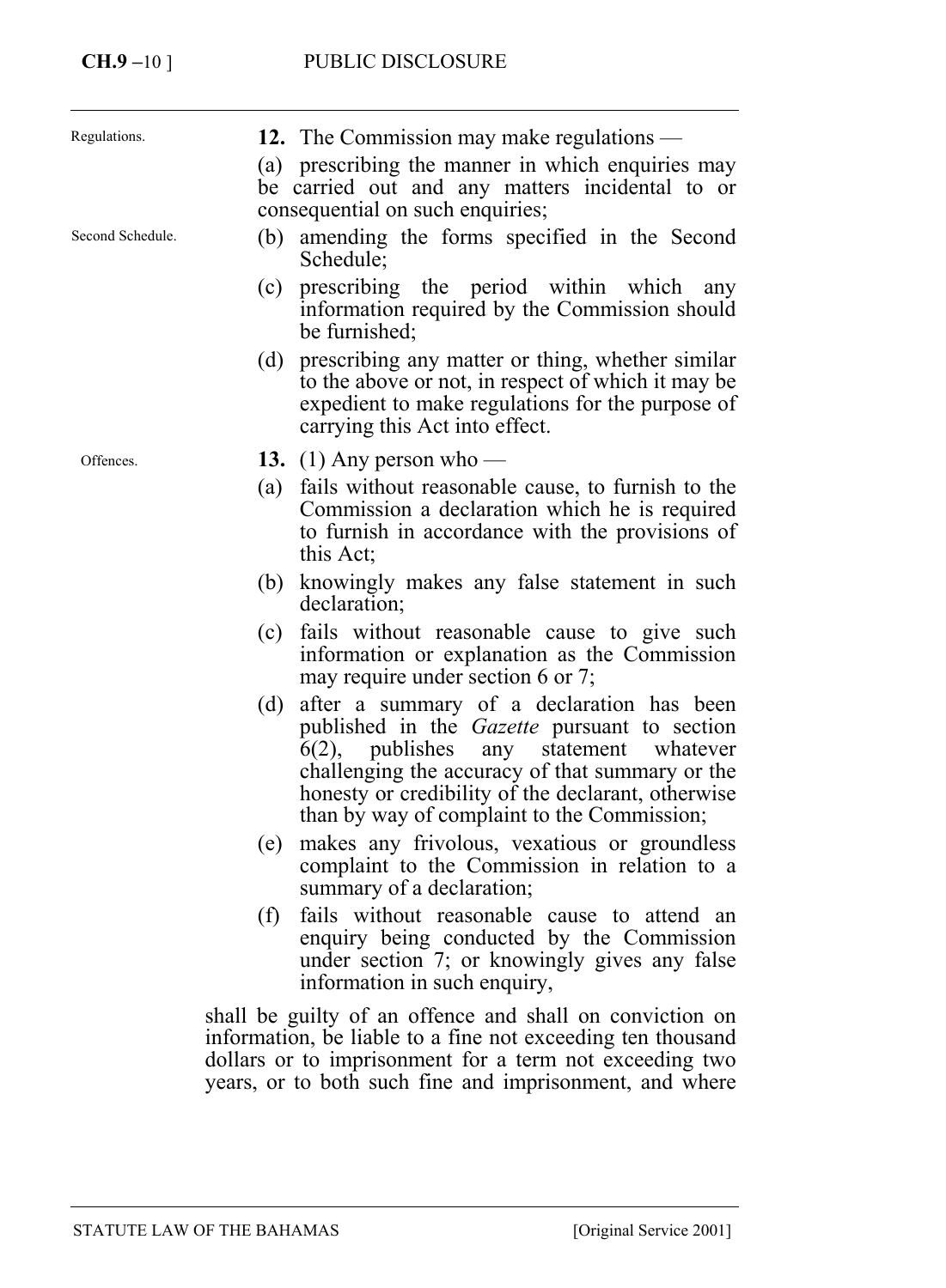Regulations.

**12.** The Commission may make regulations —

(a) prescribing the manner in which enquiries may be carried out and any matters incidental to or consequential on such enquiries;

Second Schedule.

(b) amending the forms specified in the Second Schedule;

(c) prescribing the period within which any information required by the Commission should be furnished;

(d) prescribing any matter or thing, whether similar to the above or not, in respect of which it may be expedient to make regulations for the purpose of carrying this Act into effect.

Offences.

**13.** (1) Any person who —

(a) fails without reasonable cause, to furnish to the Commission a declaration which he is required to furnish in accordance with the provisions of this Act;

(b) knowingly makes any false statement in such declaration;

(c) fails without reasonable cause to give such information or explanation as the Commission may require under section 6 or 7;

(d) after a summary of a declaration has been published in the *Gazette* pursuant to section 6(2), publishes any statement whatever challenging the accuracy of that summary or the honesty or credibility of the declarant, otherwise than by way of complaint to the Commission;

(e) makes any frivolous, vexatious or groundless complaint to the Commission in relation to a summary of a declaration;

(f) fails without reasonable cause to attend an enquiry being conducted by the Commission under section 7; or knowingly gives any false information in such enquiry,

shall be guilty of an offence and shall on conviction on information, be liable to a fine not exceeding ten thousand dollars or to imprisonment for a term not exceeding two years, or to both such fine and imprisonment, and where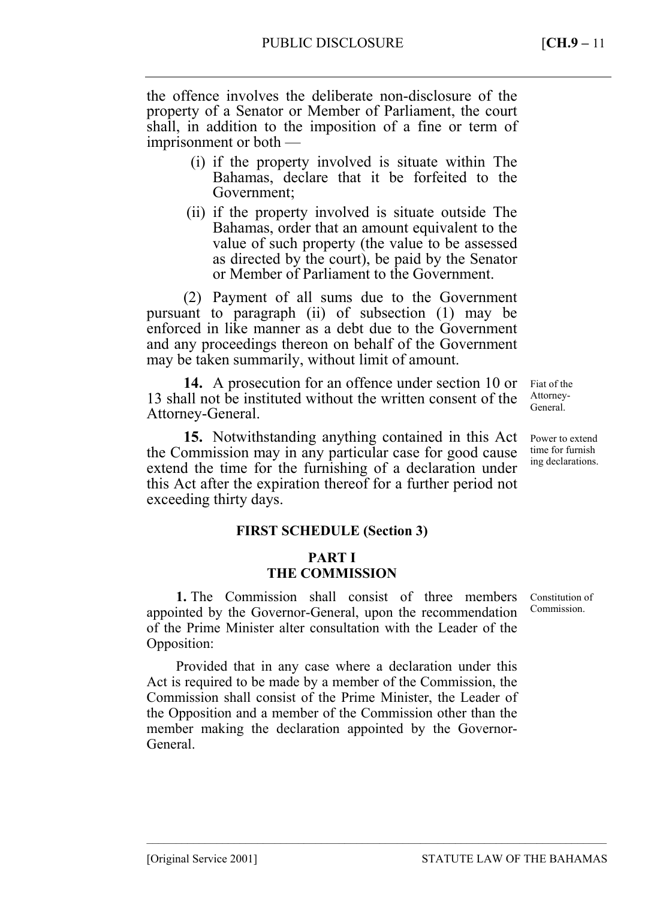the offence involves the deliberate non-disclosure of the property of a Senator or Member of Parliament, the court shall, in addition to the imposition of a fine or term of imprisonment or both —

(i) if the property involved is situate within The Bahamas, declare that it be forfeited to the Government;

(ii) if the property involved is situate outside The Bahamas, order that an amount equivalent to the value of such property (the value to be assessed as directed by the court), be paid by the Senator or Member of Parliament to the Government.

(2) Payment of all sums due to the Government pursuant to paragraph (ii) of subsection (1) may be enforced in like manner as a debt due to the Government and any proceedings thereon on behalf of the Government may be taken summarily, without limit of amount.

Fiat of the Attorney-General.

**14.** A prosecution for an offence under section 10 or 13 shall not be instituted without the written consent of the Attorney-General.

Power to extend time for furnishing declarations.

**15.** Notwithstanding anything contained in this Act the Commission may in any particular case for good cause extend the time for the furnishing of a declaration under this Act after the expiration thereof for a further period not exceeding thirty days.

## FIRST SCHEDULE (Section 3)

### PART I
### THE COMMISSION

Constitution of Commission.

**1.** The Commission shall consist of three members appointed by the Governor-General, upon the recommendation of the Prime Minister alter consultation with the Leader of the Opposition:

Provided that in any case where a declaration under this Act is required to be made by a member of the Commission, the Commission shall consist of the Prime Minister, the Leader of the Opposition and a member of the Commission other than the member making the declaration appointed by the Governor-General.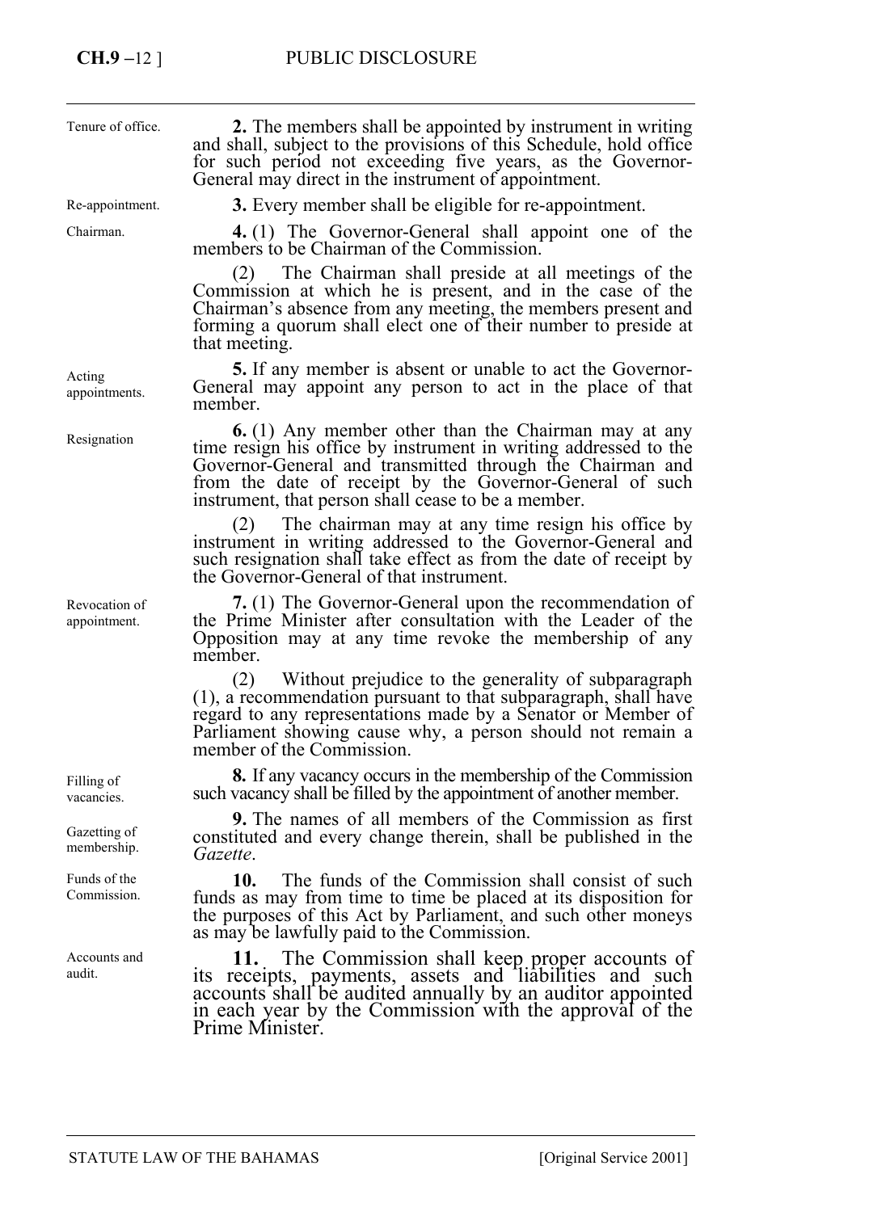*Tenure of office.*

**2.** The members shall be appointed by instrument in writing and shall, subject to the provisions of this Schedule, hold office for such period not exceeding five years, as the Governor-General may direct in the instrument of appointment.

*Re-appointment.*

**3.** Every member shall be eligible for re-appointment.

*Chairman.*

**4.** (1) The Governor-General shall appoint one of the members to be Chairman of the Commission.

(2) The Chairman shall preside at all meetings of the Commission at which he is present, and in the case of the Chairman's absence from any meeting, the members present and forming a quorum shall elect one of their number to preside at that meeting.

*Acting appointments.*

**5.** If any member is absent or unable to act the Governor-General may appoint any person to act in the place of that member.

*Resignation*

**6.** (1) Any member other than the Chairman may at any time resign his office by instrument in writing addressed to the Governor-General and transmitted through the Chairman and from the date of receipt by the Governor-General of such instrument, that person shall cease to be a member.

(2) The chairman may at any time resign his office by instrument in writing addressed to the Governor-General and such resignation shall take effect as from the date of receipt by the Governor-General of that instrument.

*Revocation of appointment.*

**7.** (1) The Governor-General upon the recommendation of the Prime Minister after consultation with the Leader of the Opposition may at any time revoke the membership of any member.

(2) Without prejudice to the generality of subparagraph (1), a recommendation pursuant to that subparagraph, shall have regard to any representations made by a Senator or Member of Parliament showing cause why, a person should not remain a member of the Commission.

*Filling of vacancies.*

**8.** If any vacancy occurs in the membership of the Commission such vacancy shall be filled by the appointment of another member.

*Gazetting of membership.*

**9.** The names of all members of the Commission as first constituted and every change therein, shall be published in the *Gazette*.

*Funds of the Commission.*

**10.** The funds of the Commission shall consist of such funds as may from time to time be placed at its disposition for the purposes of this Act by Parliament, and such other moneys as may be lawfully paid to the Commission.

*Accounts and audit.*

**11.** The Commission shall keep proper accounts of its receipts, payments, assets and liabilities and such accounts shall be audited annually by an auditor appointed in each year by the Commission with the approval of the Prime Minister.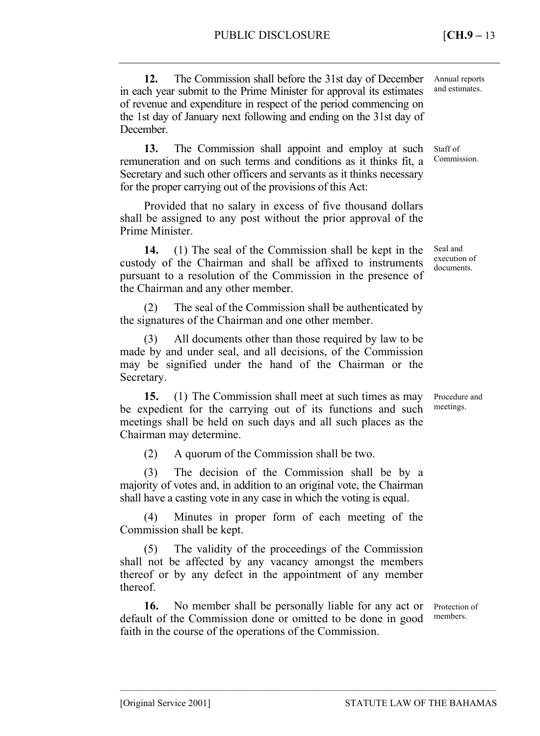**12.** The Commission shall before the 31st day of December in each year submit to the Prime Minister for approval its estimates of revenue and expenditure in respect of the period commencing on the 1st day of January next following and ending on the 31st day of December.

*Annual reports and estimates.*

**13.** The Commission shall appoint and employ at such remuneration and on such terms and conditions as it thinks fit, a Secretary and such other officers and servants as it thinks necessary for the proper carrying out of the provisions of this Act:

*Staff of Commission.*

Provided that no salary in excess of five thousand dollars shall be assigned to any post without the prior approval of the Prime Minister.

**14.** (1) The seal of the Commission shall be kept in the custody of the Chairman and shall be affixed to instruments pursuant to a resolution of the Commission in the presence of the Chairman and any other member.

*Seal and execution of documents.*

(2) The seal of the Commission shall be authenticated by the signatures of the Chairman and one other member.

(3) All documents other than those required by law to be made by and under seal, and all decisions, of the Commission may be signified under the hand of the Chairman or the Secretary.

**15.** (1) The Commission shall meet at such times as may be expedient for the carrying out of its functions and such meetings shall be held on such days and all such places as the Chairman may determine.

*Procedure and meetings.*

(2) A quorum of the Commission shall be two.

(3) The decision of the Commission shall be by a majority of votes and, in addition to an original vote, the Chairman shall have a casting vote in any case in which the voting is equal.

(4) Minutes in proper form of each meeting of the Commission shall be kept.

(5) The validity of the proceedings of the Commission shall not be affected by any vacancy amongst the members thereof or by any defect in the appointment of any member thereof.

**16.** No member shall be personally liable for any act or default of the Commission done or omitted to be done in good faith in the course of the operations of the Commission.

*Protection of members.*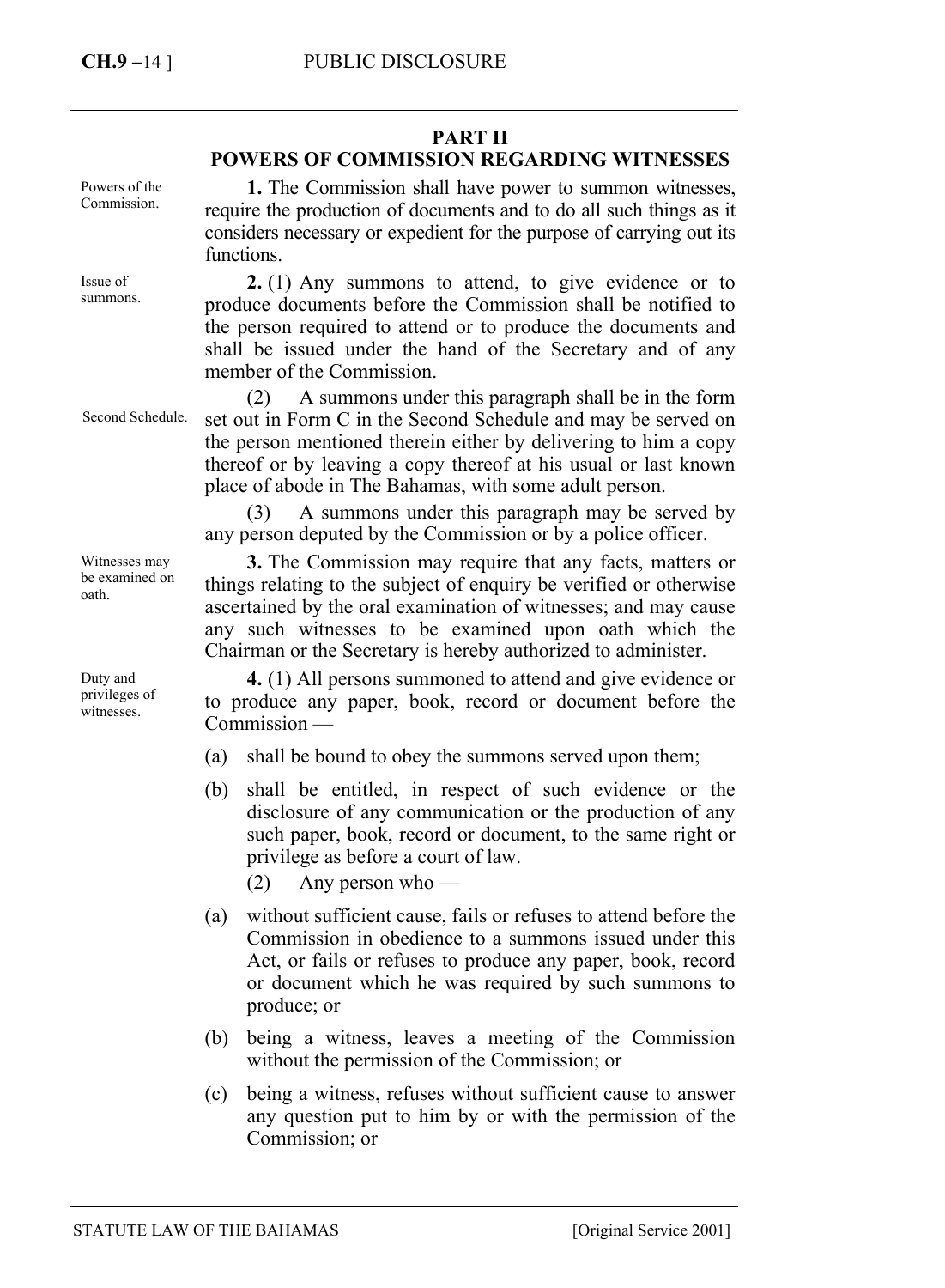## PART II
## POWERS OF COMMISSION REGARDING WITNESSES

Powers of the Commission.

**1.** The Commission shall have power to summon witnesses, require the production of documents and to do all such things as it considers necessary or expedient for the purpose of carrying out its functions.

Issue of summons.

**2.** (1) Any summons to attend, to give evidence or to produce documents before the Commission shall be notified to the person required to attend or to produce the documents and shall be issued under the hand of the Secretary and of any member of the Commission.

Second Schedule.

(2) A summons under this paragraph shall be in the form set out in Form C in the Second Schedule and may be served on the person mentioned therein either by delivering to him a copy thereof or by leaving a copy thereof at his usual or last known place of abode in The Bahamas, with some adult person.

(3) A summons under this paragraph may be served by any person deputed by the Commission or by a police officer.

Witnesses may be examined on oath.

**3.** The Commission may require that any facts, matters or things relating to the subject of enquiry be verified or otherwise ascertained by the oral examination of witnesses; and may cause any such witnesses to be examined upon oath which the Chairman or the Secretary is hereby authorized to administer.

Duty and privileges of witnesses.

**4.** (1) All persons summoned to attend and give evidence or to produce any paper, book, record or document before the Commission —

(a) shall be bound to obey the summons served upon them;

(b) shall be entitled, in respect of such evidence or the disclosure of any communication or the production of any such paper, book, record or document, to the same right or privilege as before a court of law.

(2) Any person who —

(a) without sufficient cause, fails or refuses to attend before the Commission in obedience to a summons issued under this Act, or fails or refuses to produce any paper, book, record or document which he was required by such summons to produce; or

(b) being a witness, leaves a meeting of the Commission without the permission of the Commission; or

(c) being a witness, refuses without sufficient cause to answer any question put to him by or with the permission of the Commission; or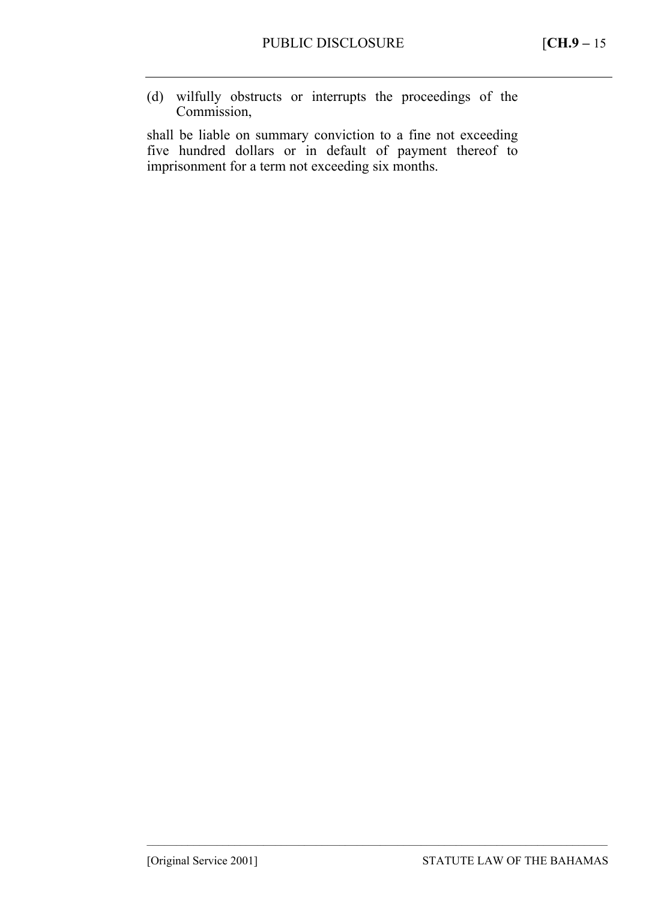(d) wilfully obstructs or interrupts the proceedings of the Commission,

shall be liable on summary conviction to a fine not exceeding five hundred dollars or in default of payment thereof to imprisonment for a term not exceeding six months.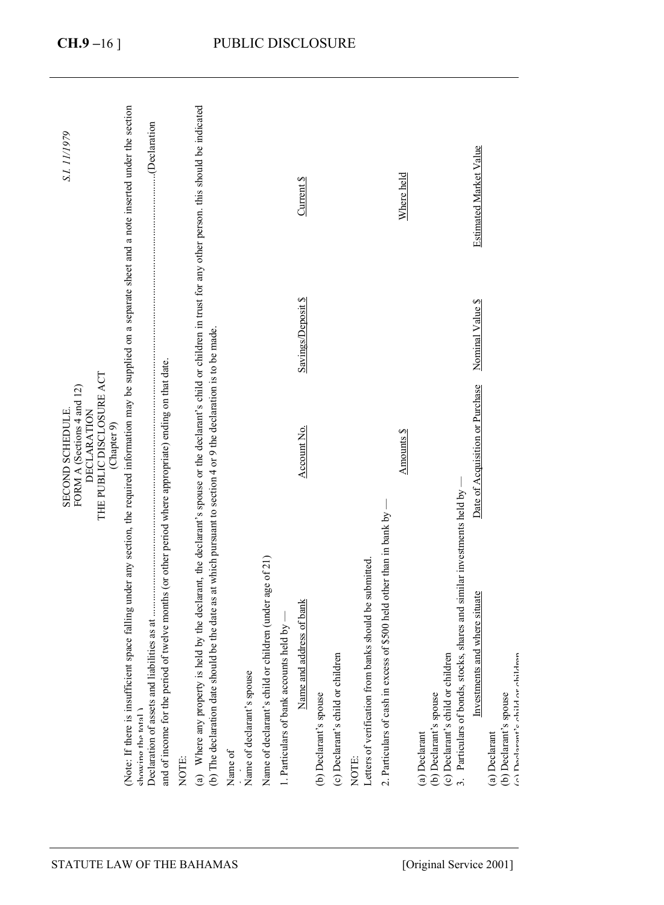SECOND SCHEDULE.
FORM A (Sections 4 and 12)
DECLARATION
THE PUBLIC DISCLOSURE ACT
(Chapter 9)

*S.I. 11/1979*

(Note: If there is insufficient space falling under any section, the required information may be supplied on a separate sheet and a note inserted under the section showing the total.)

Declaration of assets and liabilities as at .................................................................................................................................(Declaration and of income for the period of twelve months (or other period where appropriate) ending on that date.

NOTE:

(a) Where any property is held by the declarant, the declarant's spouse or the declarant's child or children in trust for any other person, this should be indicated
(b) The declaration date should be the date as at which pursuant to section 4 or 9 the declaration is to be made.

Name of
Name of declarant's spouse
Name of declarant's child or children (under age of 21)

1. Particulars of bank accounts held by —

| | Name and address of bank | Account No. | Savings/Deposit $ | Current $ |
|---|---|---|---|---|
| (b) Declarant's spouse | | | | |
| (c) Declarant's child or children | | | | |

NOTE:
Letters of verification from banks should be submitted.

2. Particulars of cash in excess of $500 held other than in bank by —

| | Amounts $ | Where held |
|---|---|---|
| (a) Declarant | | |
| (b) Declarant's spouse | | |
| (c) Declarant's child or children | | |

3. Particulars of bonds, stocks, shares and similar investments held by —

| | Investments and where situate | Date of Acquisition or Purchase | Nominal Value $ | Estimated Market Value |
|---|---|---|---|---|
| (a) Declarant | | | | |
| (b) Declarant's spouse | | | | |
| (c) Declarant's child or children | | | | |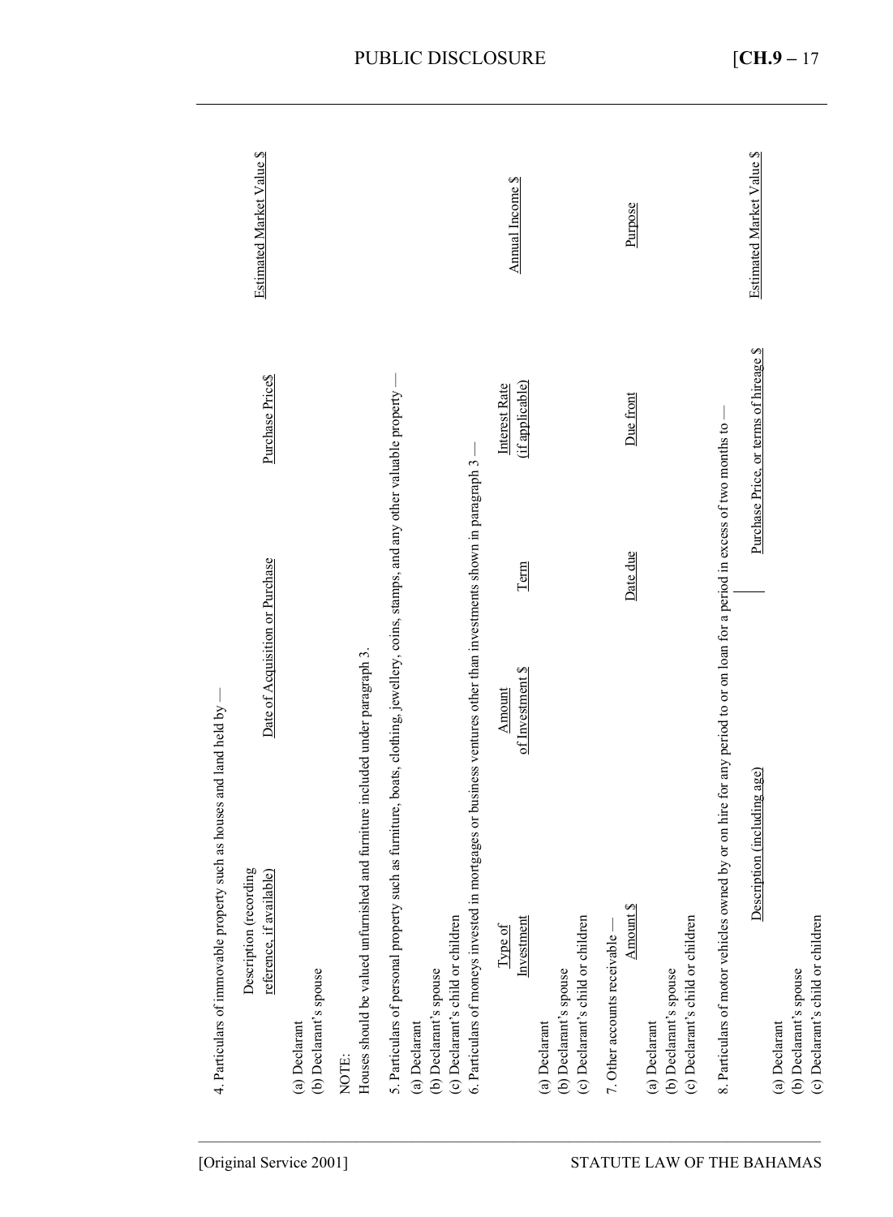4. Particulars of immovable property such as houses and land held by —

| | Description (recording reference, if available) | Date of Acquisition or Purchase | Purchase Price$ | Estimated Market Value $ |
|---|---|---|---|---|
| (a) Declarant | | | | |
| (b) Declarant's spouse | | | | |

NOTE:

Houses should be valued unfurnished and furniture included under paragraph 3.

5. Particulars of personal property such as furniture, boats, clothing, jewellery, coins, stamps, and any other valuable property —

(a) Declarant

(b) Declarant's spouse

(c) Declarant's child or children

6. Particulars of moneys invested in mortgages or business ventures other than investments shown in paragraph 3 —

| | Type of Investment | Amount of Investment $ | Term | Interest Rate (if applicable) | Annual Income $ |
|---|---|---|---|---|---|
| (a) Declarant | | | | | |
| (b) Declarant's spouse | | | | | |
| (c) Declarant's child or children | | | | | |

7. Other accounts receivable —

| | Amount $ | Date due | Due front | Purpose |
|---|---|---|---|---|
| (a) Declarant | | | | |
| (b) Declarant's spouse | | | | |
| (c) Declarant's child or children | | | | |

8. Particulars of motor vehicles owned by or on hire for any period to or on loan for a period in excess of two months to —

| | Description (including age) | Purchase Price, or terms of hireage $ | Estimated Market Value $ |
|---|---|---|---|
| (a) Declarant | | | |
| (b) Declarant's spouse | | | |
| (c) Declarant's child or children | | | |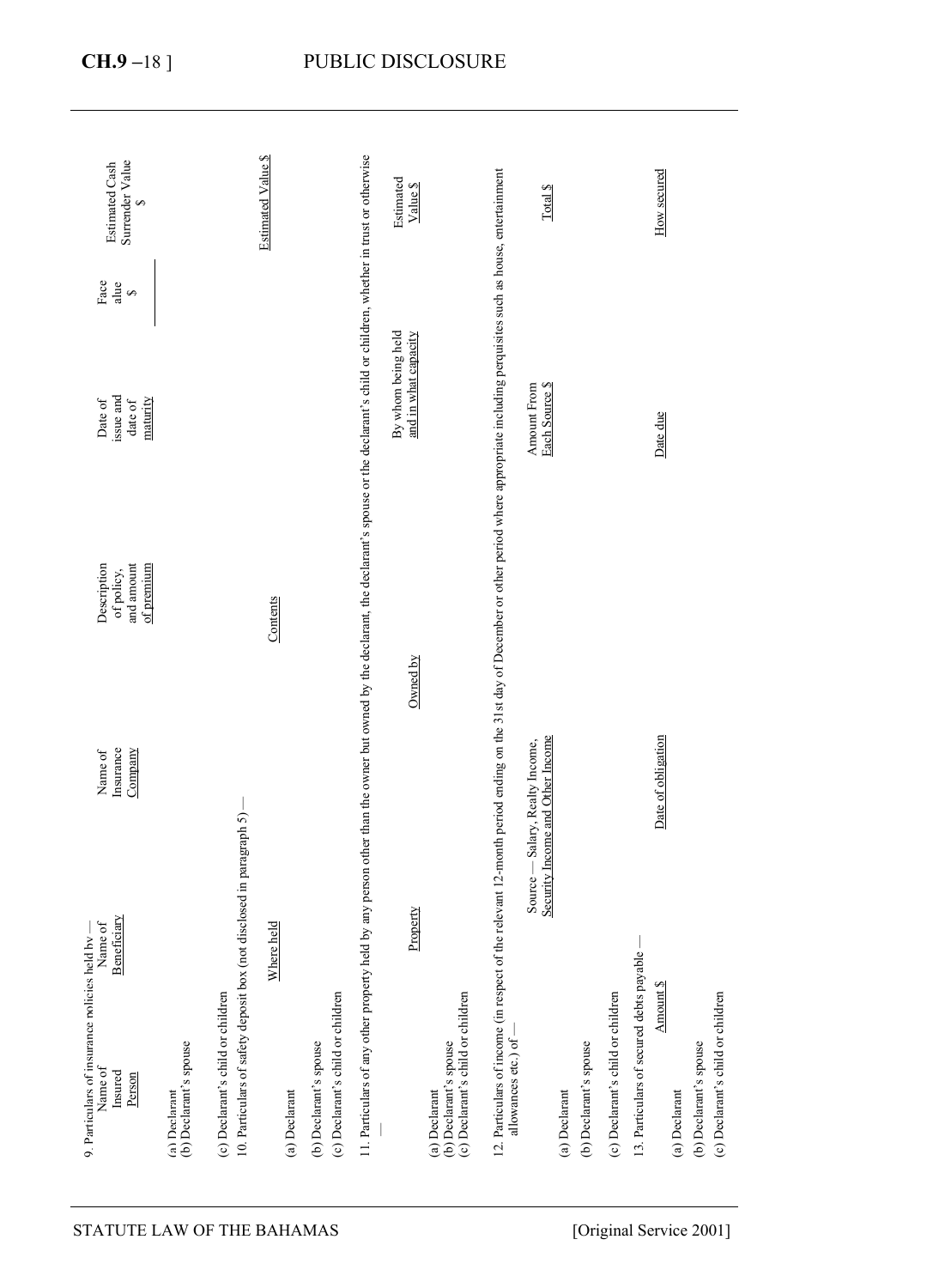9. Particulars of insurance policies held by —

| Name of Insured Person | Name of Beneficiary | Name of Insurance Company | Description of policy, and amount of premium | Date of issue and date of maturity | Face alue $ | Estimated Cash Surrender Value $ |
|---|---|---|---|---|---|---|
| (a) Declarant | | | | | | |
| (b) Declarant's spouse | | | | | | |
| (c) Declarant's child or children | | | | | | |

10. Particulars of safety deposit box (not disclosed in paragraph 5) —

| | Where held | Contents | Estimated Value $ |
|---|---|---|---|
| (a) Declarant | | | |
| (b) Declarant's spouse | | | |
| (c) Declarant's child or children | | | |

11. Particulars of any other property held by any person other than the owner but owned by the declarant, the declarant's spouse or the declarant's child or children, whether in trust or otherwise —

| | Property | Owned by | By whom being held and in what capacity | Estimated Value $ |
|---|---|---|---|---|
| (a) Declarant | | | | |
| (b) Declarant's spouse | | | | |
| (c) Declarant's child or children | | | | |

12. Particulars of income (in respect of the relevant 12-month period ending on the 31st day of December or other period where appropriate including perquisites such as house, entertainment allowances etc.) of —

| | Source — Salary, Realty Income, Security Income and Other Income | Amount From Each Source $ | Total $ |
|---|---|---|---|
| (a) Declarant | | | |
| (b) Declarant's spouse | | | |
| (c) Declarant's child or children | | | |

13. Particulars of secured debts payable —

| | Amount $ | Date of obligation | Date due | How secured |
|---|---|---|---|---|
| (a) Declarant | | | | |
| (b) Declarant's spouse | | | | |
| (c) Declarant's child or children | | | | |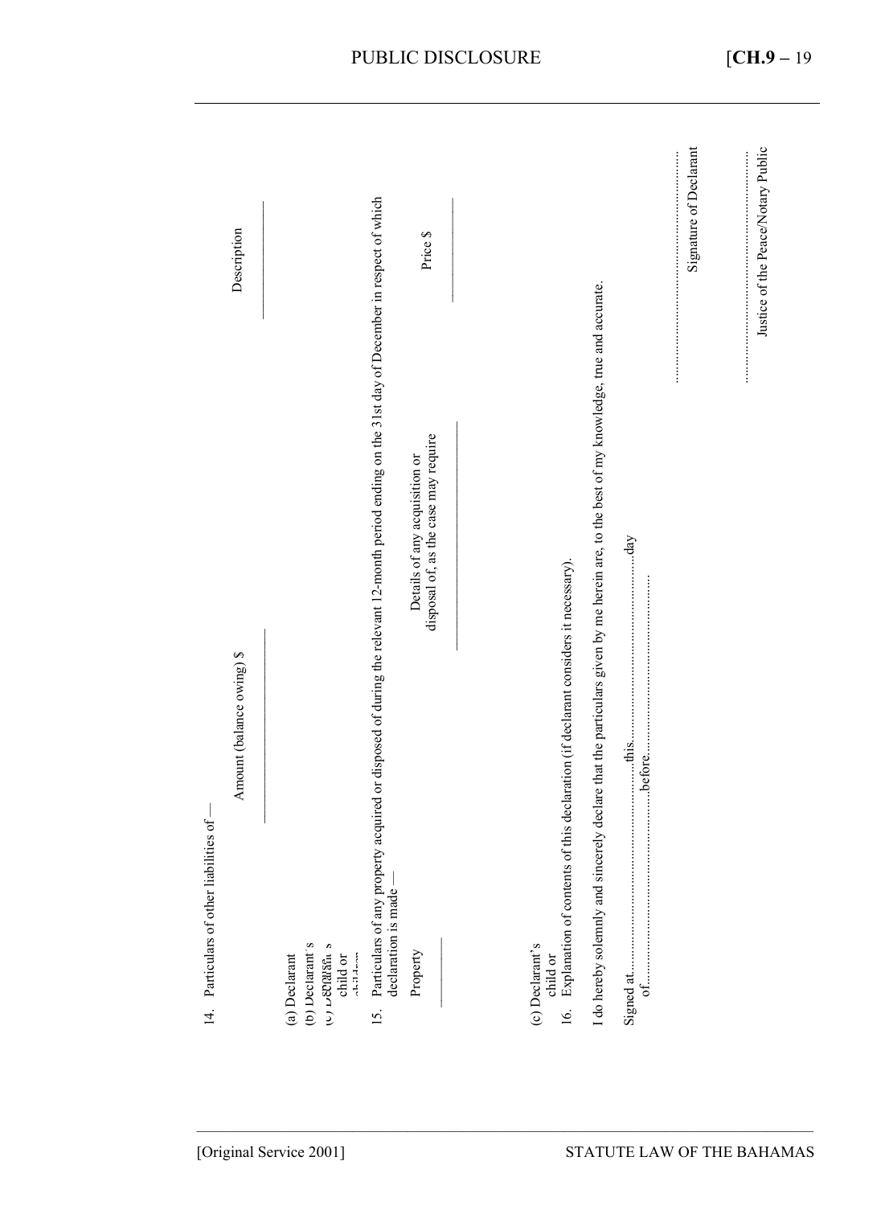14. Particulars of other liabilities of —

| | Amount (balance owing) $ | Description |
|---|---|---|
| (a) Declarant | | |
| (b) Declarant's spouse | | |
| (c) Declarant's child or children | | |

15. Particulars of any property acquired or disposed of during the relevant 12-month period ending on the 31st day of December in respect of which declaration is made —

| Property | Details of any acquisition or disposal of, as the case may require | Price $ |
|---|---|---|
| | | |

(c) Declarant's child or

16. Explanation of contents of this declaration (if declarant considers it necessary).

I do hereby solemnly and sincerely declare that the particulars given by me herein are, to the best of my knowledge, true and accurate.

Signed at.......................................this.......................................day of.......................................before.......................................

.......................................
Signature of Declarant

.......................................
Justice of the Peace/Notary Public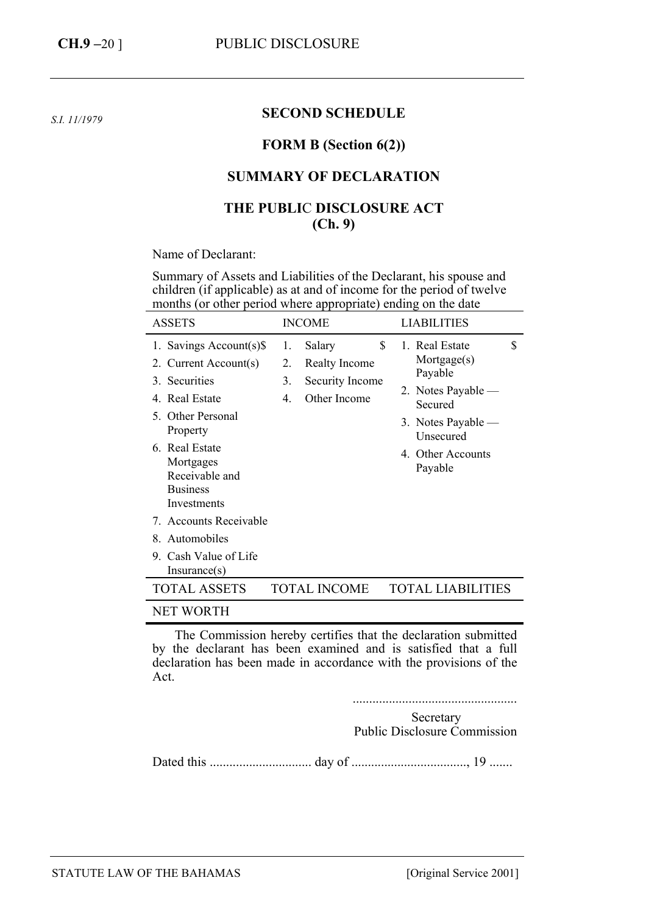*S.I. 11/1979*

## SECOND SCHEDULE

### FORM B (Section 6(2))

### SUMMARY OF DECLARATION

### THE PUBLIC DISCLOSURE ACT (Ch. 9)

Name of Declarant:

Summary of Assets and Liabilities of the Declarant, his spouse and children (if applicable) as at and of income for the period of twelve months (or other period where appropriate) ending on the date

| ASSETS | INCOME | LIABILITIES |
|---|---|---|
| 1. Savings Account(s)$ | 1. Salary $ | 1. Real Estate Mortgage(s) Payable $ |
| 2. Current Account(s) | 2. Realty Income | 2. Notes Payable — Secured |
| 3. Securities | 3. Security Income | 3. Notes Payable — Unsecured |
| 4. Real Estate | 4. Other Income | 4. Other Accounts Payable |
| 5. Other Personal Property | | |
| 6. Real Estate Mortgages Receivable and Business Investments | | |
| 7. Accounts Receivable | | |
| 8. Automobiles | | |
| 9. Cash Value of Life Insurance(s) | | |
| TOTAL ASSETS | TOTAL INCOME | TOTAL LIABILITIES |
| NET WORTH | | |

The Commission hereby certifies that the declaration submitted by the declarant has been examined and is satisfied that a full declaration has been made in accordance with the provisions of the Act.

.................................................

Secretary
Public Disclosure Commission

Dated this ............................... day of ..................................., 19 .......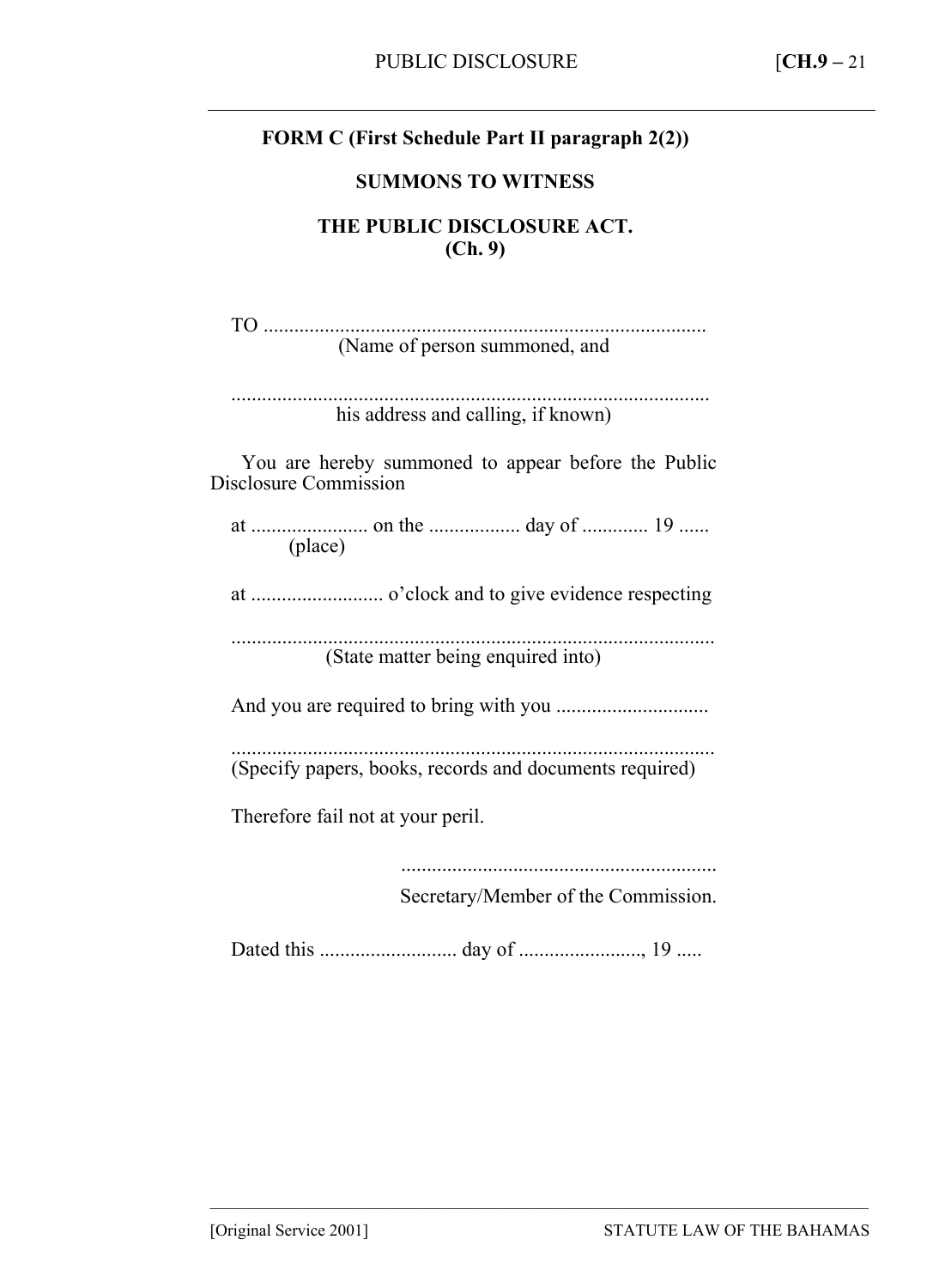**FORM C (First Schedule Part II paragraph 2(2))**

**SUMMONS TO WITNESS**

**THE PUBLIC DISCLOSURE ACT.**
**(Ch. 9)**

TO .......................................................................................
(Name of person summoned, and

.............................................................................................
his address and calling, if known)

You are hereby summoned to appear before the Public Disclosure Commission

at ....................... on the .................. day of ............. 19 ......
(place)

at .......................... o'clock and to give evidence respecting

..............................................................................................
(State matter being enquired into)

And you are required to bring with you ..............................

..............................................................................................
(Specify papers, books, records and documents required)

Therefore fail not at your peril.

.............................................................
Secretary/Member of the Commission.

Dated this ........................... day of ........................, 19 .....